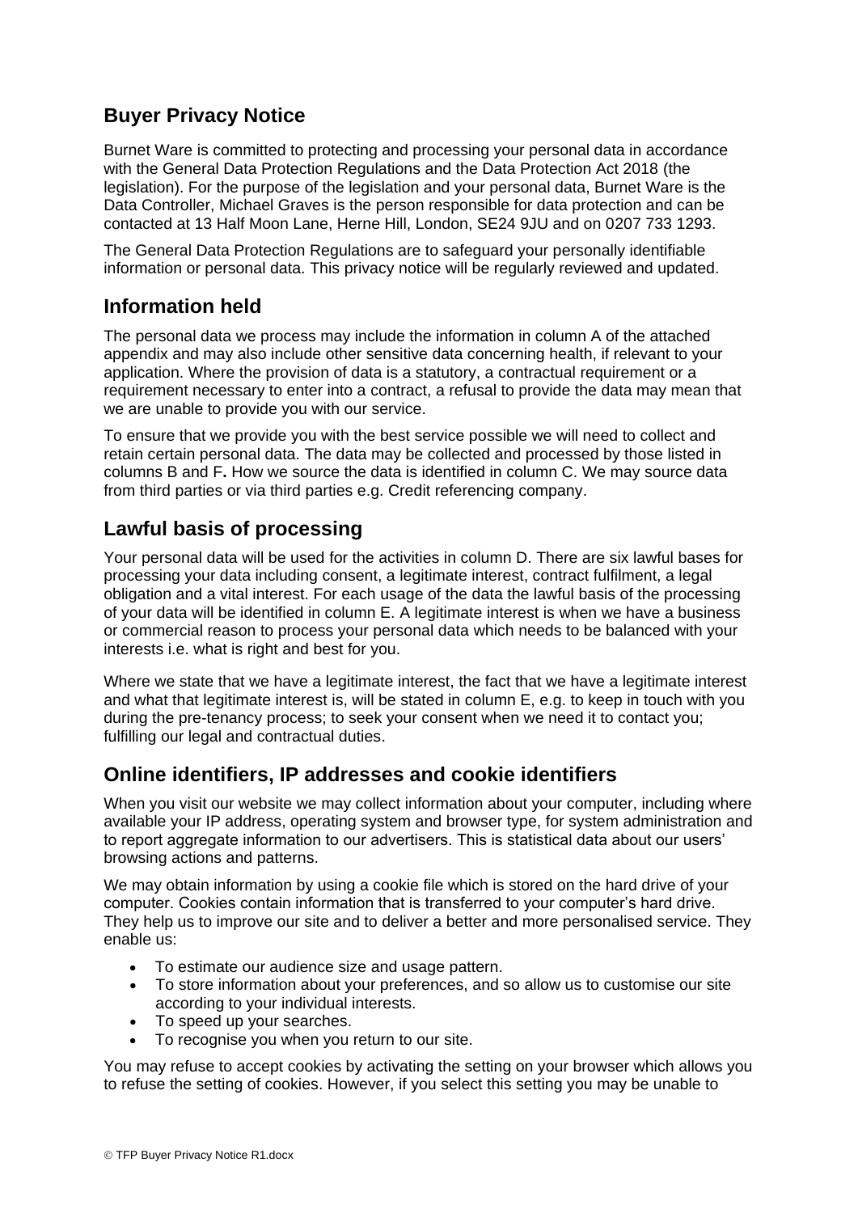## Buyer Privacy Notice

Burnet Ware is committed to protecting and processing your personal data in accordance with the General Data Protection Regulations and the Data Protection Act 2018 (the legislation). For the purpose of the legislation and your personal data, Burnet Ware is the Data Controller, Michael Graves is the person responsible for data protection and can be contacted at 13 Half Moon Lane, Herne Hill, London, SE24 9JU and on 0207 733 1293.

The General Data Protection Regulations are to safeguard your personally identifiable information or personal data. This privacy notice will be regularly reviewed and updated.

## Information held

The personal data we process may include the information in column A of the attached appendix and may also include other sensitive data concerning health, if relevant to your application. Where the provision of data is a statutory, a contractual requirement or a requirement necessary to enter into a contract, a refusal to provide the data may mean that we are unable to provide you with our service.

To ensure that we provide you with the best service possible we will need to collect and retain certain personal data. The data may be collected and processed by those listed in columns B and F**.** How we source the data is identified in column C. We may source data from third parties or via third parties e.g. Credit referencing company.

## Lawful basis of processing

Your personal data will be used for the activities in column D. There are six lawful bases for processing your data including consent, a legitimate interest, contract fulfilment, a legal obligation and a vital interest. For each usage of the data the lawful basis of the processing of your data will be identified in column E. A legitimate interest is when we have a business or commercial reason to process your personal data which needs to be balanced with your interests i.e. what is right and best for you.

Where we state that we have a legitimate interest, the fact that we have a legitimate interest and what that legitimate interest is, will be stated in column E, e.g. to keep in touch with you during the pre-tenancy process; to seek your consent when we need it to contact you; fulfilling our legal and contractual duties.

## Online identifiers, IP addresses and cookie identifiers

When you visit our website we may collect information about your computer, including where available your IP address, operating system and browser type, for system administration and to report aggregate information to our advertisers. This is statistical data about our users' browsing actions and patterns.

We may obtain information by using a cookie file which is stored on the hard drive of your computer. Cookies contain information that is transferred to your computer's hard drive. They help us to improve our site and to deliver a better and more personalised service. They enable us:

- To estimate our audience size and usage pattern.
- To store information about your preferences, and so allow us to customise our site according to your individual interests.
- To speed up your searches.
- To recognise you when you return to our site.

You may refuse to accept cookies by activating the setting on your browser which allows you to refuse the setting of cookies. However, if you select this setting you may be unable to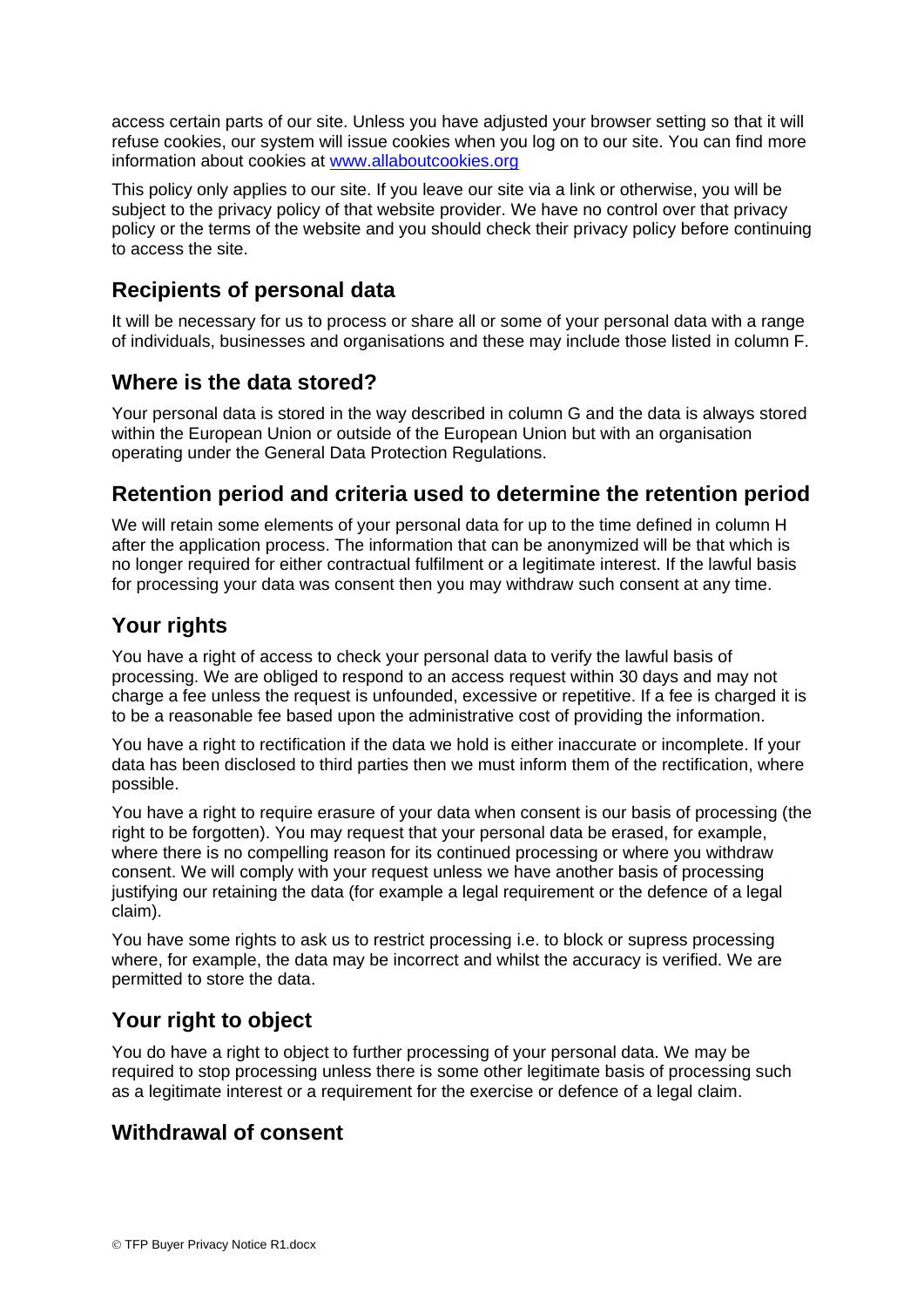access certain parts of our site. Unless you have adjusted your browser setting so that it will refuse cookies, our system will issue cookies when you log on to our site. You can find more information about cookies at [www.allaboutcookies.org](http://www.allaboutcookies.org)

This policy only applies to our site. If you leave our site via a link or otherwise, you will be subject to the privacy policy of that website provider. We have no control over that privacy policy or the terms of the website and you should check their privacy policy before continuing to access the site.

## Recipients of personal data

It will be necessary for us to process or share all or some of your personal data with a range of individuals, businesses and organisations and these may include those listed in column F.

## Where is the data stored?

Your personal data is stored in the way described in column G and the data is always stored within the European Union or outside of the European Union but with an organisation operating under the General Data Protection Regulations.

## Retention period and criteria used to determine the retention period

We will retain some elements of your personal data for up to the time defined in column H after the application process. The information that can be anonymized will be that which is no longer required for either contractual fulfilment or a legitimate interest. If the lawful basis for processing your data was consent then you may withdraw such consent at any time.

## Your rights

You have a right of access to check your personal data to verify the lawful basis of processing. We are obliged to respond to an access request within 30 days and may not charge a fee unless the request is unfounded, excessive or repetitive. If a fee is charged it is to be a reasonable fee based upon the administrative cost of providing the information.

You have a right to rectification if the data we hold is either inaccurate or incomplete. If your data has been disclosed to third parties then we must inform them of the rectification, where possible.

You have a right to require erasure of your data when consent is our basis of processing (the right to be forgotten). You may request that your personal data be erased, for example, where there is no compelling reason for its continued processing or where you withdraw consent. We will comply with your request unless we have another basis of processing justifying our retaining the data (for example a legal requirement or the defence of a legal claim).

You have some rights to ask us to restrict processing i.e. to block or supress processing where, for example, the data may be incorrect and whilst the accuracy is verified. We are permitted to store the data.

## Your right to object

You do have a right to object to further processing of your personal data. We may be required to stop processing unless there is some other legitimate basis of processing such as a legitimate interest or a requirement for the exercise or defence of a legal claim.

## Withdrawal of consent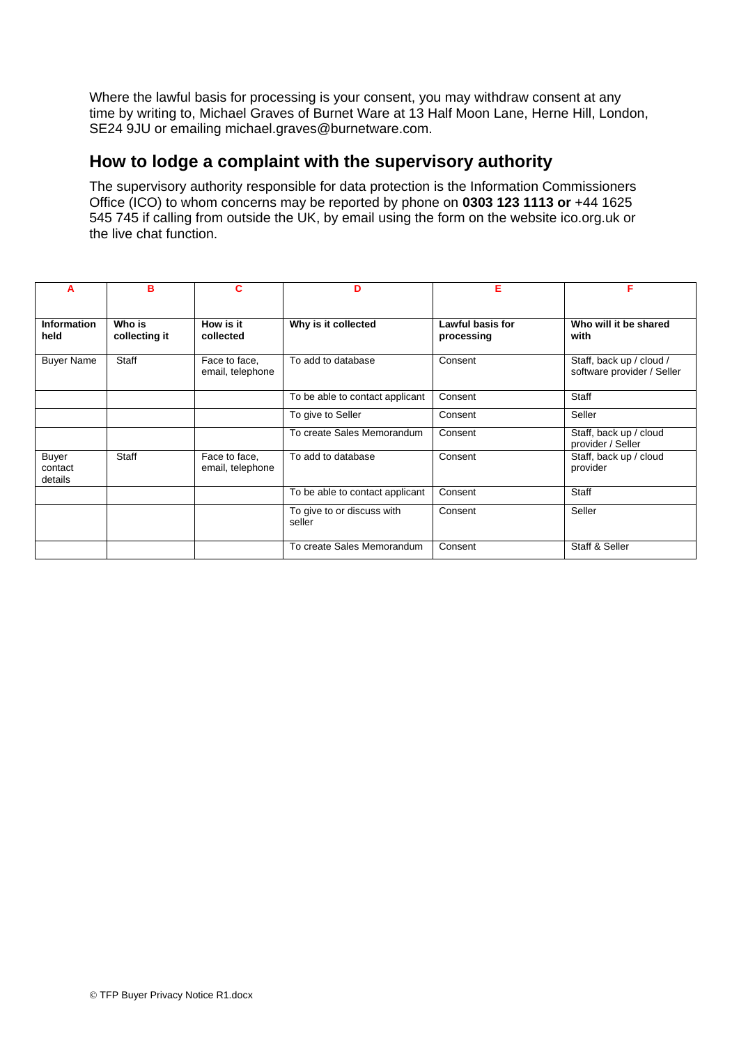Where the lawful basis for processing is your consent, you may withdraw consent at any time by writing to, Michael Graves of Burnet Ware at 13 Half Moon Lane, Herne Hill, London, SE24 9JU or emailing michael.graves@burnetware.com.

## How to lodge a complaint with the supervisory authority

The supervisory authority responsible for data protection is the Information Commissioners Office (ICO) to whom concerns may be reported by phone on **0303 123 1113 or** +44 1625 545 745 if calling from outside the UK, by email using the form on the website ico.org.uk or the live chat function.

| A | B | C | D | E | F |
|---|---|---|---|---|---|
| **Information held** | **Who is collecting it** | **How is it collected** | **Why is it collected** | **Lawful basis for processing** | **Who will it be shared with** |
| Buyer Name | Staff | Face to face, email, telephone | To add to database | Consent | Staff, back up / cloud / software provider / Seller |
| | | | To be able to contact applicant | Consent | Staff |
| | | | To give to Seller | Consent | Seller |
| | | | To create Sales Memorandum | Consent | Staff, back up / cloud provider / Seller |
| Buyer contact details | Staff | Face to face, email, telephone | To add to database | Consent | Staff, back up / cloud provider |
| | | | To be able to contact applicant | Consent | Staff |
| | | | To give to or discuss with seller | Consent | Seller |
| | | | To create Sales Memorandum | Consent | Staff & Seller |

© TFP Buyer Privacy Notice R1.docx